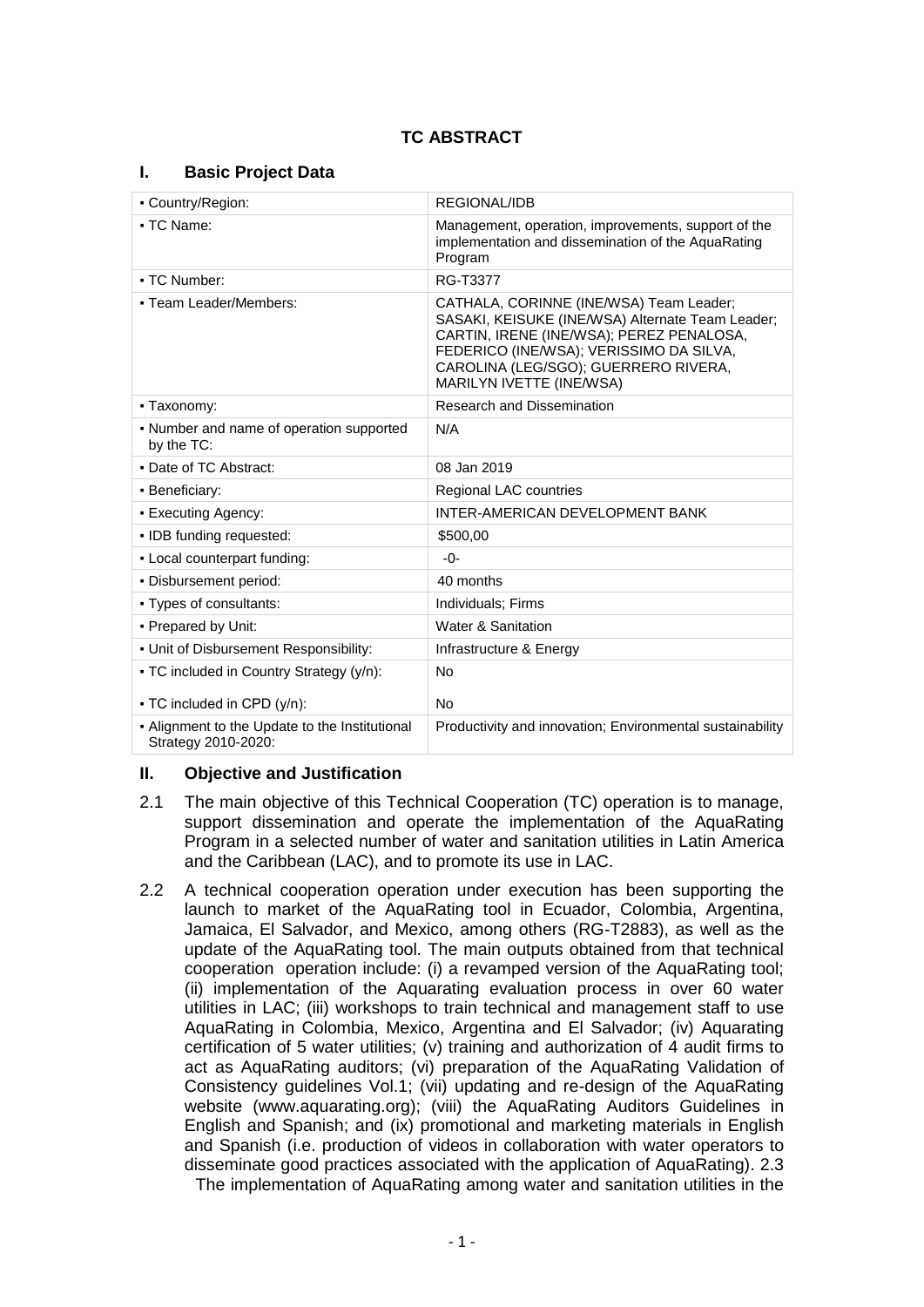## TC ABSTRACT

## I. Basic Project Data

| | |
|---|---|
| ▪ Country/Region: | REGIONAL/IDB |
| ▪ TC Name: | Management, operation, improvements, support of the implementation and dissemination of the AquaRating Program |
| ▪ TC Number: | RG-T3377 |
| ▪ Team Leader/Members: | CATHALA, CORINNE (INE/WSA) Team Leader; SASAKI, KEISUKE (INE/WSA) Alternate Team Leader; CARTIN, IRENE (INE/WSA); PEREZ PENALOSA, FEDERICO (INE/WSA); VERISSIMO DA SILVA, CAROLINA (LEG/SGO); GUERRERO RIVERA, MARILYN IVETTE (INE/WSA) |
| ▪ Taxonomy: | Research and Dissemination |
| ▪ Number and name of operation supported by the TC: | N/A |
| ▪ Date of TC Abstract: | 08 Jan 2019 |
| ▪ Beneficiary: | Regional LAC countries |
| ▪ Executing Agency: | INTER-AMERICAN DEVELOPMENT BANK |
| ▪ IDB funding requested: | $500,00 |
| ▪ Local counterpart funding: | -0- |
| ▪ Disbursement period: | 40 months |
| ▪ Types of consultants: | Individuals; Firms |
| ▪ Prepared by Unit: | Water & Sanitation |
| ▪ Unit of Disbursement Responsibility: | Infrastructure & Energy |
| ▪ TC included in Country Strategy (y/n): ▪ TC included in CPD (y/n): | No No |
| ▪ Alignment to the Update to the Institutional Strategy 2010-2020: | Productivity and innovation; Environmental sustainability |

## II. Objective and Justification

2.1 The main objective of this Technical Cooperation (TC) operation is to manage, support dissemination and operate the implementation of the AquaRating Program in a selected number of water and sanitation utilities in Latin America and the Caribbean (LAC), and to promote its use in LAC.

2.2 A technical cooperation operation under execution has been supporting the launch to market of the AquaRating tool in Ecuador, Colombia, Argentina, Jamaica, El Salvador, and Mexico, among others (RG-T2883), as well as the update of the AquaRating tool. The main outputs obtained from that technical cooperation operation include: (i) a revamped version of the AquaRating tool; (ii) implementation of the Aquarating evaluation process in over 60 water utilities in LAC; (iii) workshops to train technical and management staff to use AquaRating in Colombia, Mexico, Argentina and El Salvador; (iv) Aquarating certification of 5 water utilities; (v) training and authorization of 4 audit firms to act as AquaRating auditors; (vi) preparation of the AquaRating Validation of Consistency guidelines Vol.1; (vii) updating and re-design of the AquaRating website (www.aquarating.org); (viii) the AquaRating Auditors Guidelines in English and Spanish; and (ix) promotional and marketing materials in English and Spanish (i.e. production of videos in collaboration with water operators to disseminate good practices associated with the application of AquaRating). 2.3 The implementation of AquaRating among water and sanitation utilities in the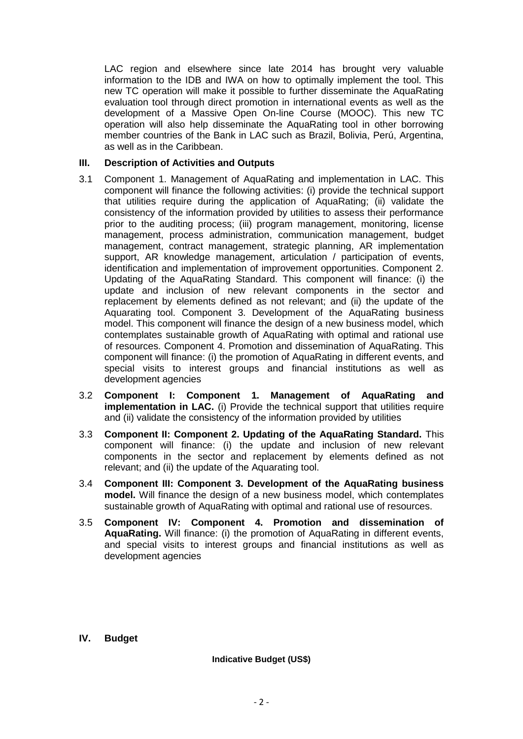LAC region and elsewhere since late 2014 has brought very valuable information to the IDB and IWA on how to optimally implement the tool. This new TC operation will make it possible to further disseminate the AquaRating evaluation tool through direct promotion in international events as well as the development of a Massive Open On-line Course (MOOC). This new TC operation will also help disseminate the AquaRating tool in other borrowing member countries of the Bank in LAC such as Brazil, Bolivia, Perú, Argentina, as well as in the Caribbean.

## III. Description of Activities and Outputs

3.1 Component 1. Management of AquaRating and implementation in LAC. This component will finance the following activities: (i) provide the technical support that utilities require during the application of AquaRating; (ii) validate the consistency of the information provided by utilities to assess their performance prior to the auditing process; (iii) program management, monitoring, license management, process administration, communication management, budget management, contract management, strategic planning, AR implementation support, AR knowledge management, articulation / participation of events, identification and implementation of improvement opportunities. Component 2. Updating of the AquaRating Standard. This component will finance: (i) the update and inclusion of new relevant components in the sector and replacement by elements defined as not relevant; and (ii) the update of the Aquarating tool. Component 3. Development of the AquaRating business model. This component will finance the design of a new business model, which contemplates sustainable growth of AquaRating with optimal and rational use of resources. Component 4. Promotion and dissemination of AquaRating. This component will finance: (i) the promotion of AquaRating in different events, and special visits to interest groups and financial institutions as well as development agencies

3.2 **Component I: Component 1. Management of AquaRating and implementation in LAC.** (i) Provide the technical support that utilities require and (ii) validate the consistency of the information provided by utilities

3.3 **Component II: Component 2. Updating of the AquaRating Standard.** This component will finance: (i) the update and inclusion of new relevant components in the sector and replacement by elements defined as not relevant; and (ii) the update of the Aquarating tool.

3.4 **Component III: Component 3. Development of the AquaRating business model.** Will finance the design of a new business model, which contemplates sustainable growth of AquaRating with optimal and rational use of resources.

3.5 **Component IV: Component 4. Promotion and dissemination of AquaRating.** Will finance: (i) the promotion of AquaRating in different events, and special visits to interest groups and financial institutions as well as development agencies

## IV. Budget

**Indicative Budget (US$)**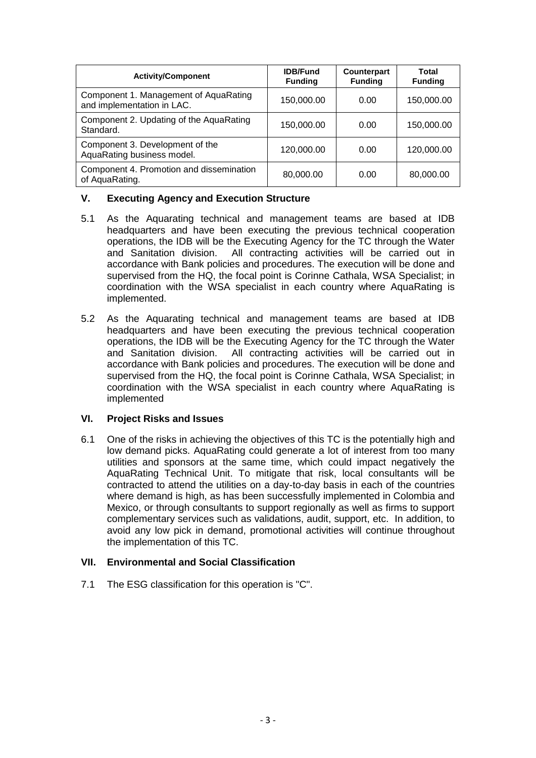| Activity/Component | IDB/Fund Funding | Counterpart Funding | Total Funding |
|---|---|---|---|
| Component 1. Management of AquaRating and implementation in LAC. | 150,000.00 | 0.00 | 150,000.00 |
| Component 2. Updating of the AquaRating Standard. | 150,000.00 | 0.00 | 150,000.00 |
| Component 3. Development of the AquaRating business model. | 120,000.00 | 0.00 | 120,000.00 |
| Component 4. Promotion and dissemination of AquaRating. | 80,000.00 | 0.00 | 80,000.00 |

## V. Executing Agency and Execution Structure

5.1 As the Aquarating technical and management teams are based at IDB headquarters and have been executing the previous technical cooperation operations, the IDB will be the Executing Agency for the TC through the Water and Sanitation division. All contracting activities will be carried out in accordance with Bank policies and procedures. The execution will be done and supervised from the HQ, the focal point is Corinne Cathala, WSA Specialist; in coordination with the WSA specialist in each country where AquaRating is implemented.

5.2 As the Aquarating technical and management teams are based at IDB headquarters and have been executing the previous technical cooperation operations, the IDB will be the Executing Agency for the TC through the Water and Sanitation division. All contracting activities will be carried out in accordance with Bank policies and procedures. The execution will be done and supervised from the HQ, the focal point is Corinne Cathala, WSA Specialist; in coordination with the WSA specialist in each country where AquaRating is implemented

## VI. Project Risks and Issues

6.1 One of the risks in achieving the objectives of this TC is the potentially high and low demand picks. AquaRating could generate a lot of interest from too many utilities and sponsors at the same time, which could impact negatively the AquaRating Technical Unit. To mitigate that risk, local consultants will be contracted to attend the utilities on a day-to-day basis in each of the countries where demand is high, as has been successfully implemented in Colombia and Mexico, or through consultants to support regionally as well as firms to support complementary services such as validations, audit, support, etc. In addition, to avoid any low pick in demand, promotional activities will continue throughout the implementation of this TC.

## VII. Environmental and Social Classification

7.1 The ESG classification for this operation is "C".